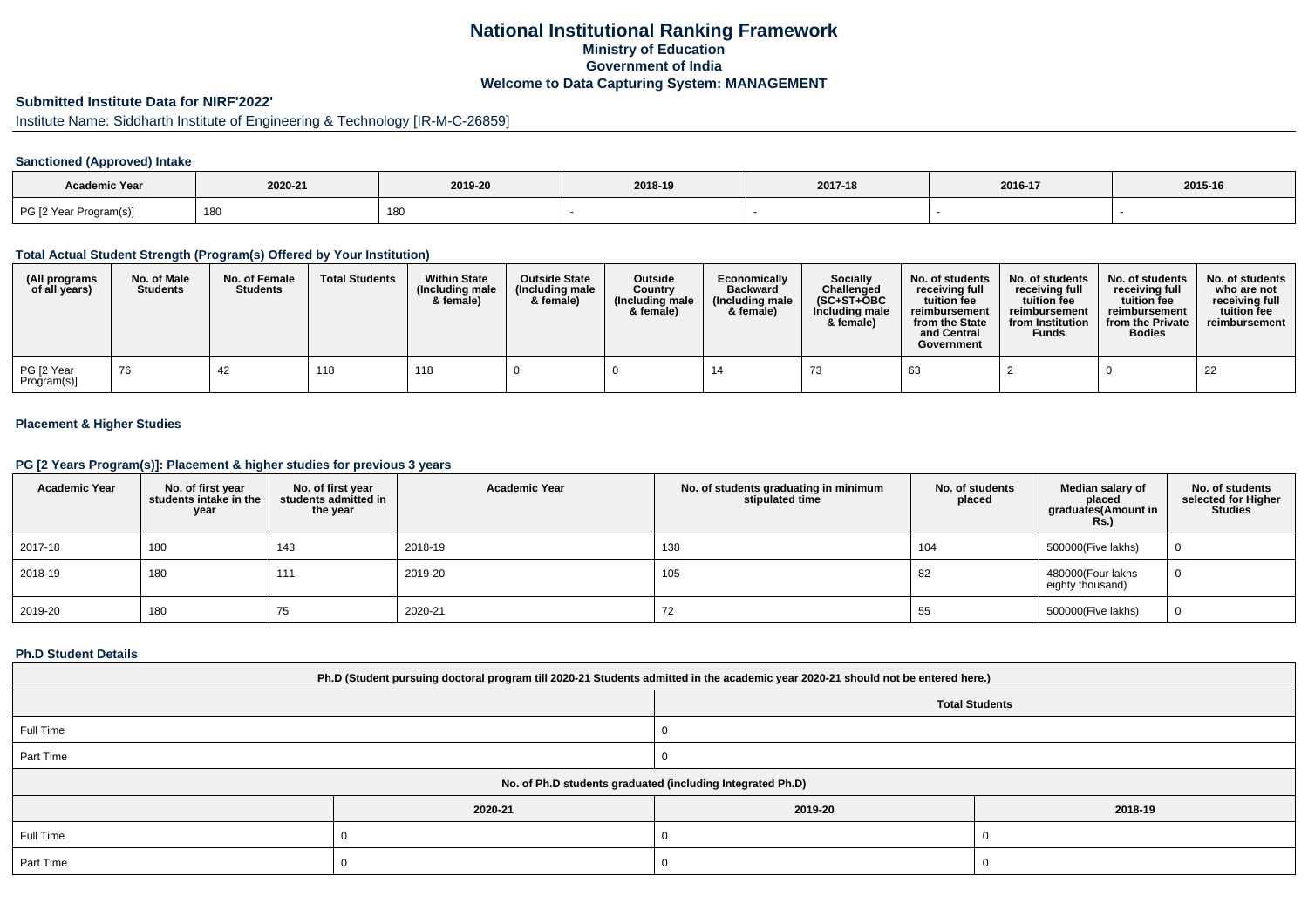# National Institutional Ranking Framework
## Ministry of Education
## Government of India
## Welcome to Data Capturing System: MANAGEMENT

### Submitted Institute Data for NIRF'2022'

Institute Name: Siddharth Institute of Engineering & Technology [IR-M-C-26859]

#### Sanctioned (Approved) Intake

| Academic Year | 2020-21 | 2019-20 | 2018-19 | 2017-18 | 2016-17 | 2015-16 |
|---|---|---|---|---|---|---|
| PG [2 Year Program(s)] | 180 | 180 | - | - | - | - |

#### Total Actual Student Strength (Program(s) Offered by Your Institution)

| (All programs of all years) | No. of Male Students | No. of Female Students | Total Students | Within State (Including male & female) | Outside State (Including male & female) | Outside Country (Including male & female) | Economically Backward (Including male & female) | Socially Challenged (SC+ST+OBC Including male & female) | No. of students receiving full tuition fee reimbursement from the State and Central Government | No. of students receiving full tuition fee reimbursement from Institution Funds | No. of students receiving full tuition fee reimbursement from the Private Bodies | No. of students who are not receiving full tuition fee reimbursement |
|---|---|---|---|---|---|---|---|---|---|---|---|---|
| PG [2 Year Program(s)] | 76 | 42 | 118 | 118 | 0 | 0 | 14 | 73 | 63 | 2 | 0 | 22 |

#### Placement & Higher Studies

#### PG [2 Years Program(s)]: Placement & higher studies for previous 3 years

| Academic Year | No. of first year students intake in the year | No. of first year students admitted in the year | Academic Year | No. of students graduating in minimum stipulated time | No. of students placed | Median salary of placed graduates(Amount in Rs.) | No. of students selected for Higher Studies |
|---|---|---|---|---|---|---|---|
| 2017-18 | 180 | 143 | 2018-19 | 138 | 104 | 500000(Five lakhs) | 0 |
| 2018-19 | 180 | 111 | 2019-20 | 105 | 82 | 480000(Four lakhs eighty thousand) | 0 |
| 2019-20 | 180 | 75 | 2020-21 | 72 | 55 | 500000(Five lakhs) | 0 |

#### Ph.D Student Details

| Ph.D (Student pursuing doctoral program till 2020-21 Students admitted in the academic year 2020-21 should not be entered here.) | |
|---|---|
| | Total Students |
| Full Time | 0 |
| Part Time | 0 |

| No. of Ph.D students graduated (including Integrated Ph.D) | | | |
|---|---|---|---|
| | 2020-21 | 2019-20 | 2018-19 |
| Full Time | 0 | 0 | 0 |
| Part Time | 0 | 0 | 0 |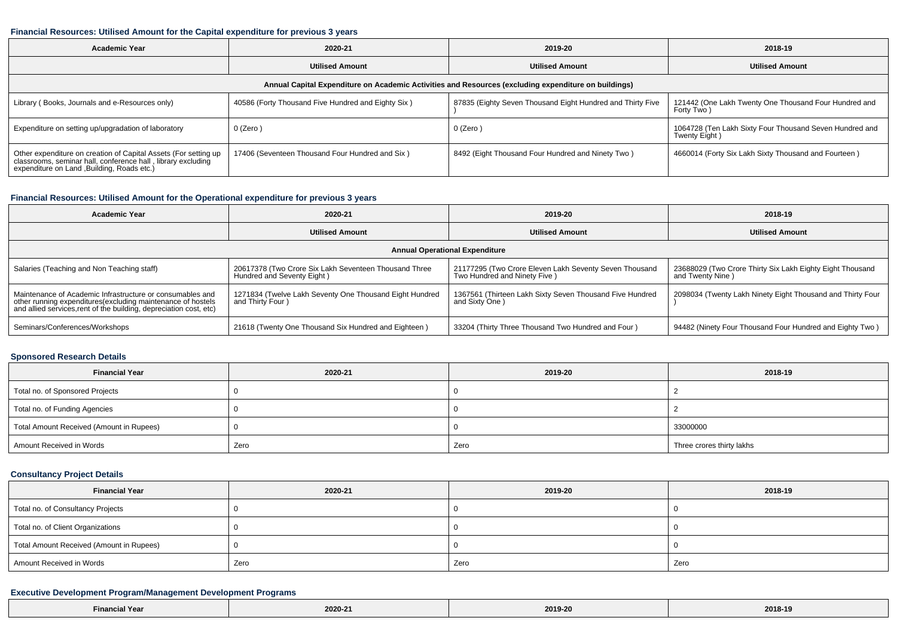### Financial Resources: Utilised Amount for the Capital expenditure for previous 3 years

| Academic Year | 2020-21 | 2019-20 | 2018-19 |
|---|---|---|---|
| | Utilised Amount | Utilised Amount | Utilised Amount |
| Annual Capital Expenditure on Academic Activities and Resources (excluding expenditure on buildings) | | | |
| Library ( Books, Journals and e-Resources only) | 40586 (Forty Thousand Five Hundred and Eighty Six ) | 87835 (Eighty Seven Thousand Eight Hundred and Thirty Five ) | 121442 (One Lakh Twenty One Thousand Four Hundred and Forty Two ) |
| Expenditure on setting up/upgradation of laboratory | 0 (Zero ) | 0 (Zero ) | 1064728 (Ten Lakh Sixty Four Thousand Seven Hundred and Twenty Eight ) |
| Other expenditure on creation of Capital Assets (For setting up classrooms, seminar hall, conference hall , library excluding expenditure on Land ,Building, Roads etc.) | 17406 (Seventeen Thousand Four Hundred and Six ) | 8492 (Eight Thousand Four Hundred and Ninety Two ) | 4660014 (Forty Six Lakh Sixty Thousand and Fourteen ) |

### Financial Resources: Utilised Amount for the Operational expenditure for previous 3 years

| Academic Year | 2020-21 | 2019-20 | 2018-19 |
|---|---|---|---|
| | Utilised Amount | Utilised Amount | Utilised Amount |
| Annual Operational Expenditure | | | |
| Salaries (Teaching and Non Teaching staff) | 20617378 (Two Crore Six Lakh Seventeen Thousand Three Hundred and Seventy Eight ) | 21177295 (Two Crore Eleven Lakh Seventy Seven Thousand Two Hundred and Ninety Five ) | 23688029 (Two Crore Thirty Six Lakh Eighty Eight Thousand and Twenty Nine ) |
| Maintenance of Academic Infrastructure or consumables and other running expenditures(excluding maintenance of hostels and allied services,rent of the building, depreciation cost, etc) | 1271834 (Twelve Lakh Seventy One Thousand Eight Hundred and Thirty Four ) | 1367561 (Thirteen Lakh Sixty Seven Thousand Five Hundred and Sixty One ) | 2098034 (Twenty Lakh Ninety Eight Thousand and Thirty Four ) |
| Seminars/Conferences/Workshops | 21618 (Twenty One Thousand Six Hundred and Eighteen ) | 33204 (Thirty Three Thousand Two Hundred and Four ) | 94482 (Ninety Four Thousand Four Hundred and Eighty Two ) |

### Sponsored Research Details

| Financial Year | 2020-21 | 2019-20 | 2018-19 |
|---|---|---|---|
| Total no. of Sponsored Projects | 0 | 0 | 2 |
| Total no. of Funding Agencies | 0 | 0 | 2 |
| Total Amount Received (Amount in Rupees) | 0 | 0 | 33000000 |
| Amount Received in Words | Zero | Zero | Three crores thirty lakhs |

### Consultancy Project Details

| Financial Year | 2020-21 | 2019-20 | 2018-19 |
|---|---|---|---|
| Total no. of Consultancy Projects | 0 | 0 | 0 |
| Total no. of Client Organizations | 0 | 0 | 0 |
| Total Amount Received (Amount in Rupees) | 0 | 0 | 0 |
| Amount Received in Words | Zero | Zero | Zero |

### Executive Development Program/Management Development Programs

| Financial Year | 2020-21 | 2019-20 | 2018-19 |
|---|---|---|---|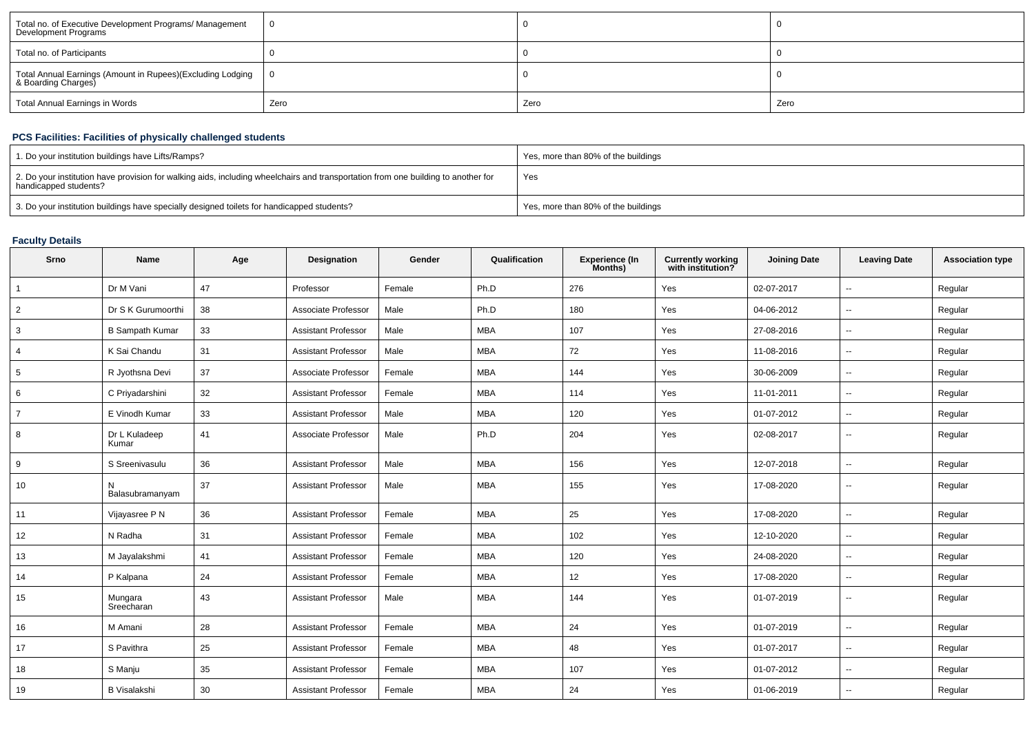| Total no. of Executive Development Programs/ Management Development Programs | 0 | 0 | 0 |
|---|---|---|---|
| Total no. of Participants | 0 | 0 | 0 |
| Total Annual Earnings (Amount in Rupees)(Excluding Lodging & Boarding Charges) | 0 | 0 | 0 |
| Total Annual Earnings in Words | Zero | Zero | Zero |

### PCS Facilities: Facilities of physically challenged students

| 1. Do your institution buildings have Lifts/Ramps? | Yes, more than 80% of the buildings |
|---|---|
| 2. Do your institution have provision for walking aids, including wheelchairs and transportation from one building to another for handicapped students? | Yes |
| 3. Do your institution buildings have specially designed toilets for handicapped students? | Yes, more than 80% of the buildings |

### Faculty Details

| Srno | Name | Age | Designation | Gender | Qualification | Experience (In Months) | Currently working with institution? | Joining Date | Leaving Date | Association type |
|---|---|---|---|---|---|---|---|---|---|---|
| 1 | Dr M Vani | 47 | Professor | Female | Ph.D | 276 | Yes | 02-07-2017 | -- | Regular |
| 2 | Dr S K Gurumoorthi | 38 | Associate Professor | Male | Ph.D | 180 | Yes | 04-06-2012 | -- | Regular |
| 3 | B Sampath Kumar | 33 | Assistant Professor | Male | MBA | 107 | Yes | 27-08-2016 | -- | Regular |
| 4 | K Sai Chandu | 31 | Assistant Professor | Male | MBA | 72 | Yes | 11-08-2016 | -- | Regular |
| 5 | R Jyothsna Devi | 37 | Associate Professor | Female | MBA | 144 | Yes | 30-06-2009 | -- | Regular |
| 6 | C Priyadarshini | 32 | Assistant Professor | Female | MBA | 114 | Yes | 11-01-2011 | -- | Regular |
| 7 | E Vinodh Kumar | 33 | Assistant Professor | Male | MBA | 120 | Yes | 01-07-2012 | -- | Regular |
| 8 | Dr L Kuladeep Kumar | 41 | Associate Professor | Male | Ph.D | 204 | Yes | 02-08-2017 | -- | Regular |
| 9 | S Sreenivasulu | 36 | Assistant Professor | Male | MBA | 156 | Yes | 12-07-2018 | -- | Regular |
| 10 | N Balasubramanyam | 37 | Assistant Professor | Male | MBA | 155 | Yes | 17-08-2020 | -- | Regular |
| 11 | Vijayasree P N | 36 | Assistant Professor | Female | MBA | 25 | Yes | 17-08-2020 | -- | Regular |
| 12 | N Radha | 31 | Assistant Professor | Female | MBA | 102 | Yes | 12-10-2020 | -- | Regular |
| 13 | M Jayalakshmi | 41 | Assistant Professor | Female | MBA | 120 | Yes | 24-08-2020 | -- | Regular |
| 14 | P Kalpana | 24 | Assistant Professor | Female | MBA | 12 | Yes | 17-08-2020 | -- | Regular |
| 15 | Mungara Sreecharan | 43 | Assistant Professor | Male | MBA | 144 | Yes | 01-07-2019 | -- | Regular |
| 16 | M Amani | 28 | Assistant Professor | Female | MBA | 24 | Yes | 01-07-2019 | -- | Regular |
| 17 | S Pavithra | 25 | Assistant Professor | Female | MBA | 48 | Yes | 01-07-2017 | -- | Regular |
| 18 | S Manju | 35 | Assistant Professor | Female | MBA | 107 | Yes | 01-07-2012 | -- | Regular |
| 19 | B Visalakshi | 30 | Assistant Professor | Female | MBA | 24 | Yes | 01-06-2019 | -- | Regular |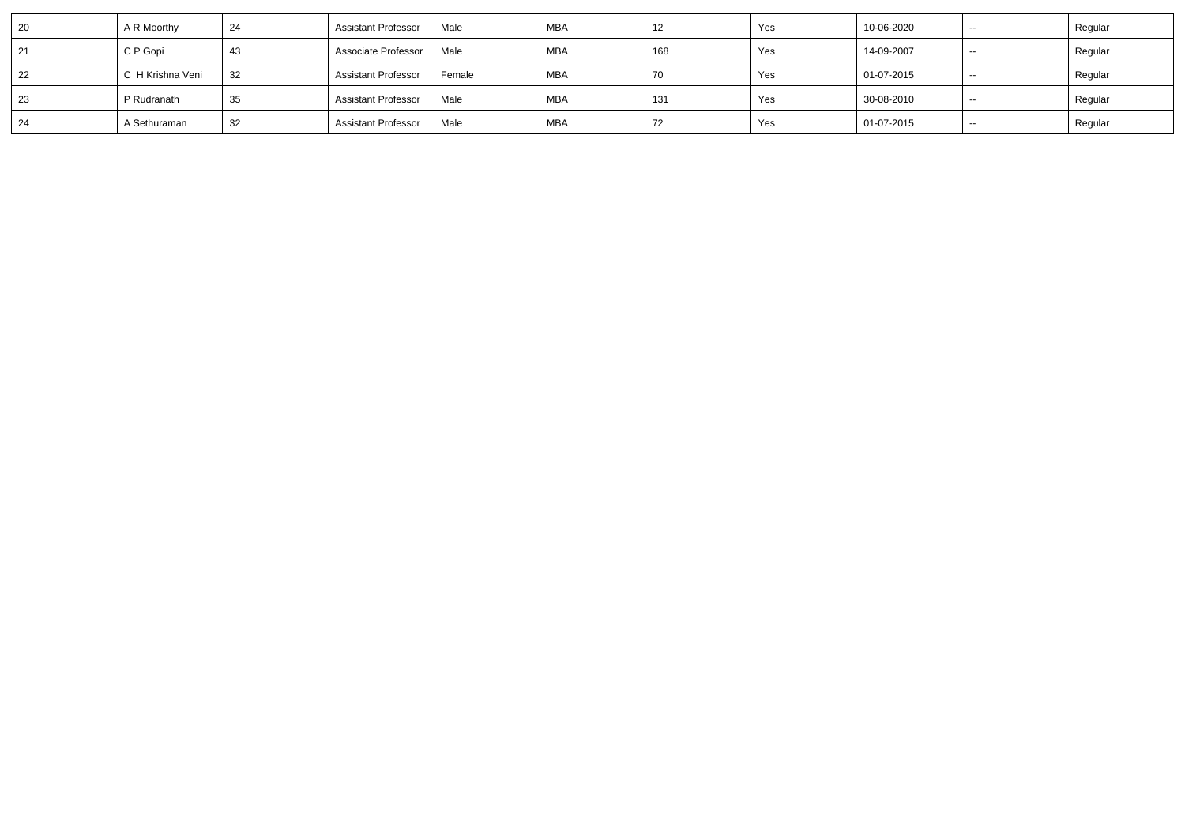| | | | | | | | | | | |
|---|---|---|---|---|---|---|---|---|---|---|
| 20 | A R Moorthy | 24 | Assistant Professor | Male | MBA | 12 | Yes | 10-06-2020 | -- | Regular |
| 21 | C P Gopi | 43 | Associate Professor | Male | MBA | 168 | Yes | 14-09-2007 | -- | Regular |
| 22 | C H Krishna Veni | 32 | Assistant Professor | Female | MBA | 70 | Yes | 01-07-2015 | -- | Regular |
| 23 | P Rudranath | 35 | Assistant Professor | Male | MBA | 131 | Yes | 30-08-2010 | -- | Regular |
| 24 | A Sethuraman | 32 | Assistant Professor | Male | MBA | 72 | Yes | 01-07-2015 | -- | Regular |